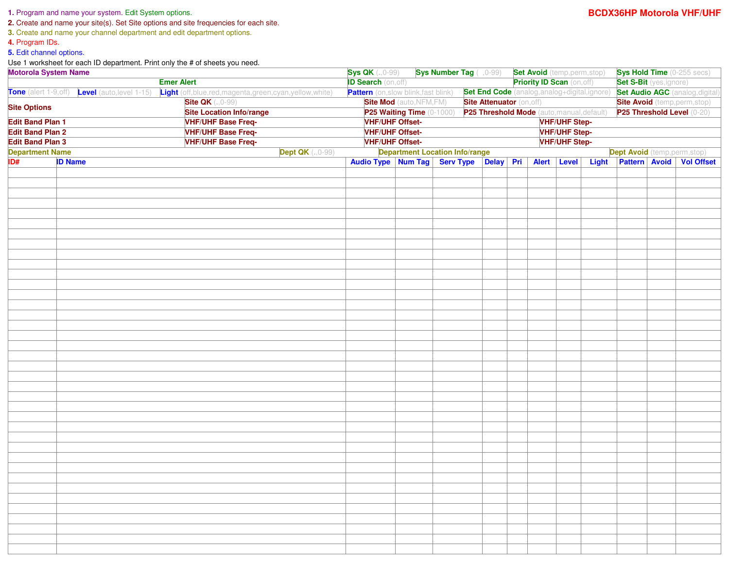**BCDX36HP Motorola VHF/UHF**

1. Program and name your system. Edit System options.
2. Create and name your site(s). Set Site options and site frequencies for each site.
3. Create and name your channel department and edit department options.
4. Program IDs.
5. Edit channel options.

Use 1 worksheet for each ID department. Print only the # of sheets you need.

| | | | |
|---|---|---|---|
| **Motorola System Name** | **Sys QK** (.,0-99) | **Sys Number Tag** ( ,0-99) | **Set Avoid** (temp,perm,stop) | 
| **Emer Alert** | **ID Search** (on,off) | **Priority ID Scan** (on,off) | **Set S-Bit** (yes,ignore) |
| **Tone** (alert 1-9,off) **Level** (auto,level 1-15) **Light** (off,blue,red,magenta,green,cyan,yellow,white) | **Pattern** (on,slow blink,fast blink) | **Set End Code** (analog,analog+digital,ignore) | **Set Audio AGC** (analog,digital) |

**Sys Hold Time** (0-255 secs)

| **Site Options** | | | | |
|---|---|---|---|---|
| | **Site QK** (.,0-99) | **Site Mod** (auto,NFM,FM) | **Site Attenuator** (on,off) | **Site Avoid** (temp,perm,stop) |
| | **Site Location Info/range** | **P25 Waiting Time** (0-1000) | **P25 Threshold Mode** (auto,manual,default) | **P25 Threshold Level** (0-20) |

| | | | |
|---|---|---|---|
| **Edit Band Plan 1** | **VHF/UHF Base Freq-** | **VHF/UHF Offset-** | **VHF/UHF Step-** |
| **Edit Band Plan 2** | **VHF/UHF Base Freq-** | **VHF/UHF Offset-** | **VHF/UHF Step-** |
| **Edit Band Plan 3** | **VHF/UHF Base Freq-** | **VHF/UHF Offset-** | **VHF/UHF Step-** |

| **Department Name** | **Dept QK** (.,0-99) | **Department Location Info/range** | **Dept Avoid** (temp,perm,stop) |
|---|---|---|---|

| ID# | ID Name | Audio Type | Num Tag | Serv Type | Delay | Pri | Alert | Level | Light | Pattern | Avoid | Vol Offset |
|---|---|---|---|---|---|---|---|---|---|---|---|---|
| | | | | | | | | | | | | |
| | | | | | | | | | | | | |
| | | | | | | | | | | | | |
| | | | | | | | | | | | | |
| | | | | | | | | | | | | |
| | | | | | | | | | | | | |
| | | | | | | | | | | | | |
| | | | | | | | | | | | | |
| | | | | | | | | | | | | |
| | | | | | | | | | | | | |
| | | | | | | | | | | | | |
| | | | | | | | | | | | | |
| | | | | | | | | | | | | |
| | | | | | | | | | | | | |
| | | | | | | | | | | | | |
| | | | | | | | | | | | | |
| | | | | | | | | | | | | |
| | | | | | | | | | | | | |
| | | | | | | | | | | | | |
| | | | | | | | | | | | | |
| | | | | | | | | | | | | |
| | | | | | | | | | | | | |
| | | | | | | | | | | | | |
| | | | | | | | | | | | | |
| | | | | | | | | | | | | |
| | | | | | | | | | | | | |
| | | | | | | | | | | | | |
| | | | | | | | | | | | | |
| | | | | | | | | | | | | |
| | | | | | | | | | | | | |
| | | | | | | | | | | | | |
| | | | | | | | | | | | | |
| | | | | | | | | | | | | |
| | | | | | | | | | | | | |
| | | | | | | | | | | | | |
| | | | | | | | | | | | | |
| | | | | | | | | | | | | |
| | | | | | | | | | | | | |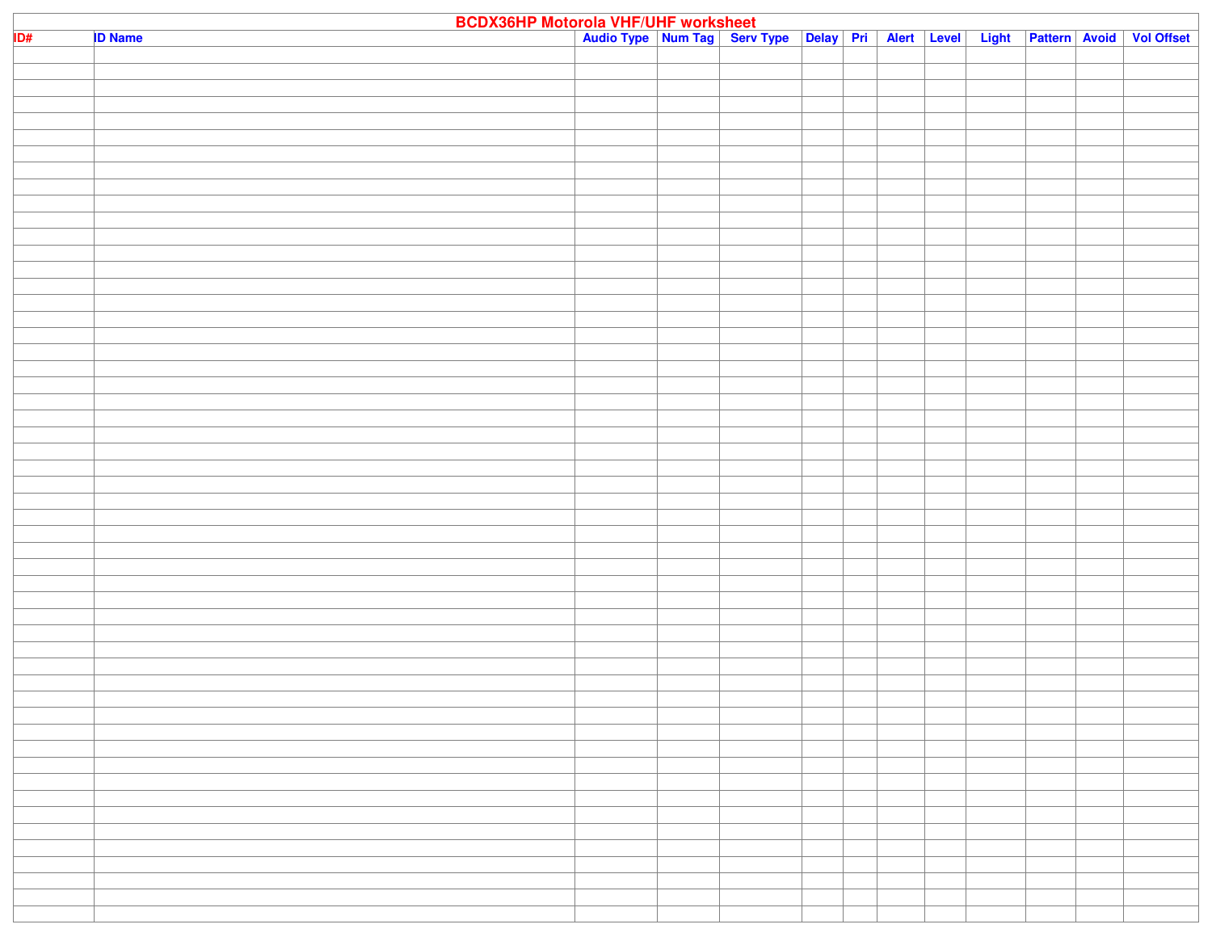# BCDX36HP Motorola VHF/UHF worksheet

| ID# | ID Name | Audio Type | Num Tag | Serv Type | Delay | Pri | Alert | Level | Light | Pattern | Avoid | Vol Offset |
|---|---|---|---|---|---|---|---|---|---|---|---|---|
| | | | | | | | | | | | | |
| | | | | | | | | | | | | |
| | | | | | | | | | | | | |
| | | | | | | | | | | | | |
| | | | | | | | | | | | | |
| | | | | | | | | | | | | |
| | | | | | | | | | | | | |
| | | | | | | | | | | | | |
| | | | | | | | | | | | | |
| | | | | | | | | | | | | |
| | | | | | | | | | | | | |
| | | | | | | | | | | | | |
| | | | | | | | | | | | | |
| | | | | | | | | | | | | |
| | | | | | | | | | | | | |
| | | | | | | | | | | | | |
| | | | | | | | | | | | | |
| | | | | | | | | | | | | |
| | | | | | | | | | | | | |
| | | | | | | | | | | | | |
| | | | | | | | | | | | | |
| | | | | | | | | | | | | |
| | | | | | | | | | | | | |
| | | | | | | | | | | | | |
| | | | | | | | | | | | | |
| | | | | | | | | | | | | |
| | | | | | | | | | | | | |
| | | | | | | | | | | | | |
| | | | | | | | | | | | | |
| | | | | | | | | | | | | |
| | | | | | | | | | | | | |
| | | | | | | | | | | | | |
| | | | | | | | | | | | | |
| | | | | | | | | | | | | |
| | | | | | | | | | | | | |
| | | | | | | | | | | | | |
| | | | | | | | | | | | | |
| | | | | | | | | | | | | |
| | | | | | | | | | | | | |
| | | | | | | | | | | | | |
| | | | | | | | | | | | | |
| | | | | | | | | | | | | |
| | | | | | | | | | | | | |
| | | | | | | | | | | | | |
| | | | | | | | | | | | | |
| | | | | | | | | | | | | |
| | | | | | | | | | | | | |
| | | | | | | | | | | | | |
| | | | | | | | | | | | | |
| | | | | | | | | | | | | |
| | | | | | | | | | | | | |
| | | | | | | | | | | | | |
| | | | | | | | | | | | | |